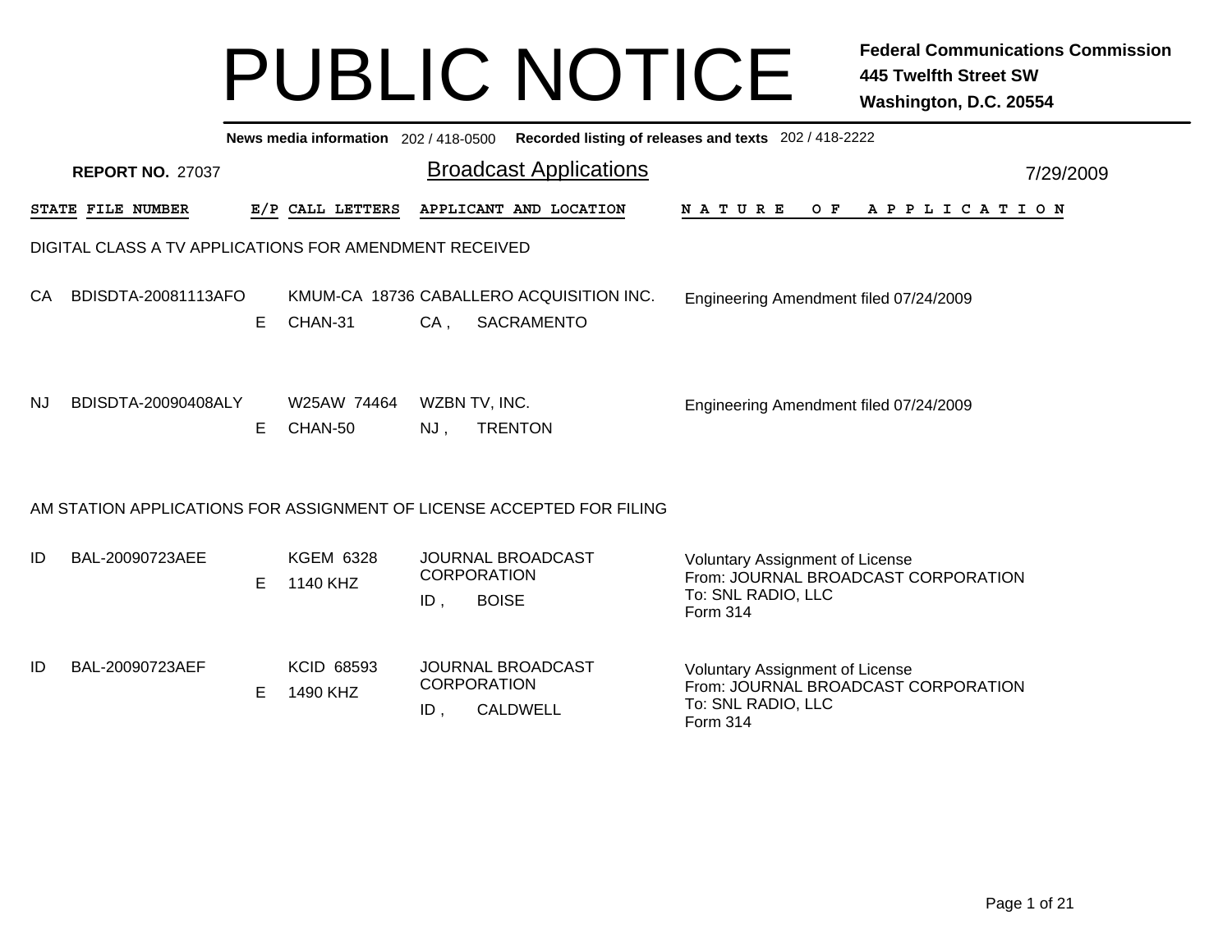# PUBLIC NOTICE

**Federal Communications Commission**
**445 Twelfth Street SW**
**Washington, D.C. 20554**

**News media information** 202 / 418-0500 **Recorded listing of releases and texts** 202 / 418-2222

**REPORT NO.** 27037

## Broadcast Applications

7/29/2009

| STATE | FILE NUMBER | E/P | CALL LETTERS | APPLICANT AND LOCATION | NATURE OF APPLICATION |
|---|---|---|---|---|---|

### DIGITAL CLASS A TV APPLICATIONS FOR AMENDMENT RECEIVED

| STATE | FILE NUMBER | E/P | CALL LETTERS | APPLICANT AND LOCATION | NATURE OF APPLICATION |
|---|---|---|---|---|---|
| CA | BDISDTA-20081113AFO | E | KMUM-CA 18736<br>CHAN-31 | CABALLERO ACQUISITION INC.<br>CA , SACRAMENTO | Engineering Amendment filed 07/24/2009 |
| NJ | BDISDTA-20090408ALY | E | W25AW 74464<br>CHAN-50 | WZBN TV, INC.<br>NJ , TRENTON | Engineering Amendment filed 07/24/2009 |

### AM STATION APPLICATIONS FOR ASSIGNMENT OF LICENSE ACCEPTED FOR FILING

| STATE | FILE NUMBER | E/P | CALL LETTERS | APPLICANT AND LOCATION | NATURE OF APPLICATION |
|---|---|---|---|---|---|
| ID | BAL-20090723AEE | E | KGEM 6328<br>1140 KHZ | JOURNAL BROADCAST CORPORATION<br>ID , BOISE | Voluntary Assignment of License<br>From: JOURNAL BROADCAST CORPORATION<br>To: SNL RADIO, LLC<br>Form 314 |
| ID | BAL-20090723AEF | E | KCID 68593<br>1490 KHZ | JOURNAL BROADCAST CORPORATION<br>ID , CALDWELL | Voluntary Assignment of License<br>From: JOURNAL BROADCAST CORPORATION<br>To: SNL RADIO, LLC<br>Form 314 |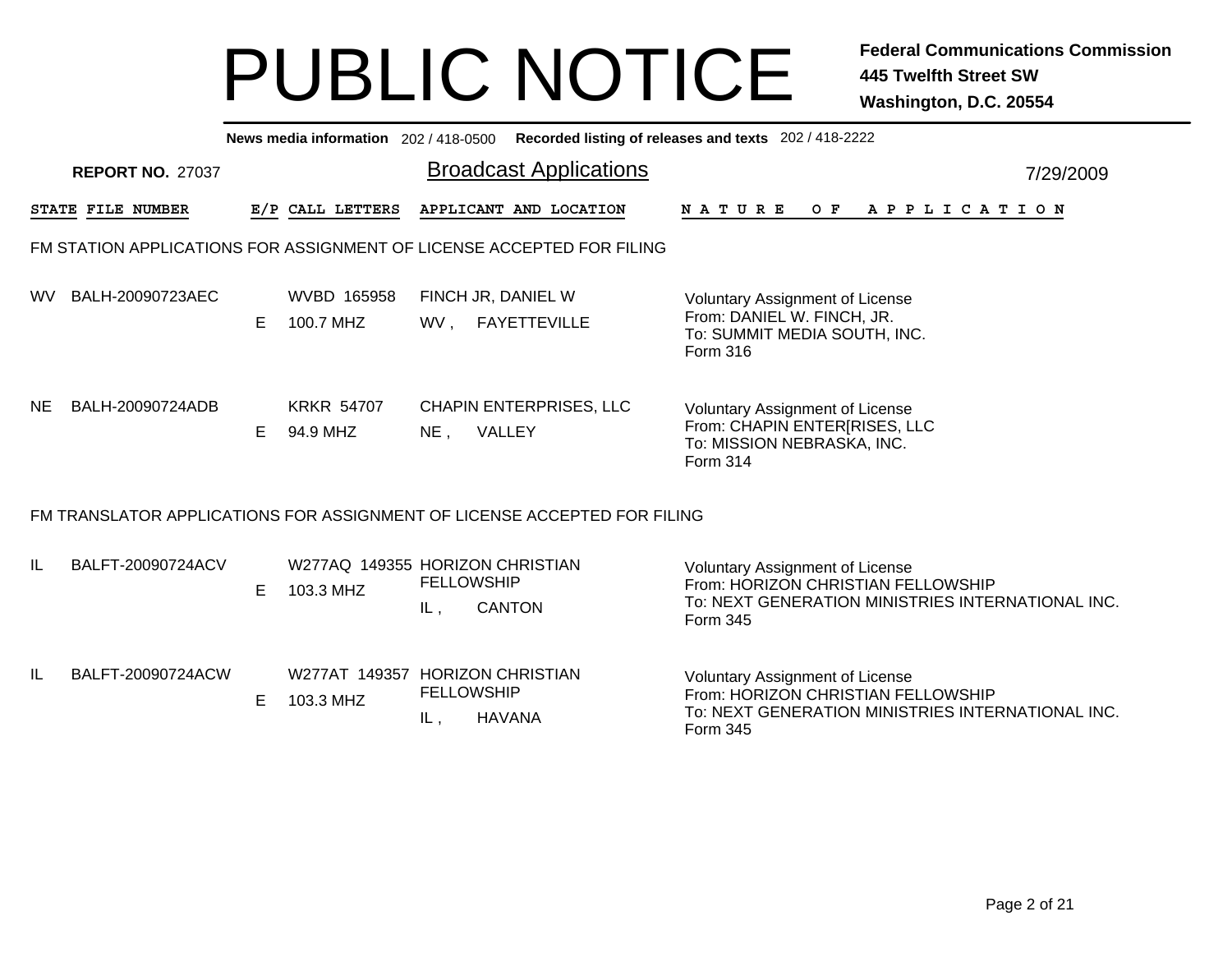# PUBLIC NOTICE

**Federal Communications Commission**
**445 Twelfth Street SW**
**Washington, D.C. 20554**

**News media information** 202 / 418-0500 **Recorded listing of releases and texts** 202 / 418-2222

**REPORT NO.** 27037

## Broadcast Applications

7/29/2009

| STATE | FILE NUMBER | E/P | CALL LETTERS | APPLICANT AND LOCATION | NATURE OF APPLICATION |
|---|---|---|---|---|---|

### FM STATION APPLICATIONS FOR ASSIGNMENT OF LICENSE ACCEPTED FOR FILING

| STATE | FILE NUMBER | E/P | CALL LETTERS | APPLICANT AND LOCATION | NATURE OF APPLICATION |
|---|---|---|---|---|---|
| WV | BALH-20090723AEC | E | WVBD 165958 100.7 MHZ | FINCH JR, DANIEL W WV , FAYETTEVILLE | Voluntary Assignment of License From: DANIEL W. FINCH, JR. To: SUMMIT MEDIA SOUTH, INC. Form 316 |
| NE | BALH-20090724ADB | E | KRKR 54707 94.9 MHZ | CHAPIN ENTERPRISES, LLC NE , VALLEY | Voluntary Assignment of License From: CHAPIN ENTER[RISES, LLC To: MISSION NEBRASKA, INC. Form 314 |

### FM TRANSLATOR APPLICATIONS FOR ASSIGNMENT OF LICENSE ACCEPTED FOR FILING

| STATE | FILE NUMBER | E/P | CALL LETTERS | APPLICANT AND LOCATION | NATURE OF APPLICATION |
|---|---|---|---|---|---|
| IL | BALFT-20090724ACV | E | W277AQ 149355 103.3 MHZ | HORIZON CHRISTIAN FELLOWSHIP IL , CANTON | Voluntary Assignment of License From: HORIZON CHRISTIAN FELLOWSHIP To: NEXT GENERATION MINISTRIES INTERNATIONAL INC. Form 345 |
| IL | BALFT-20090724ACW | E | W277AT 149357 103.3 MHZ | HORIZON CHRISTIAN FELLOWSHIP IL , HAVANA | Voluntary Assignment of License From: HORIZON CHRISTIAN FELLOWSHIP To: NEXT GENERATION MINISTRIES INTERNATIONAL INC. Form 345 |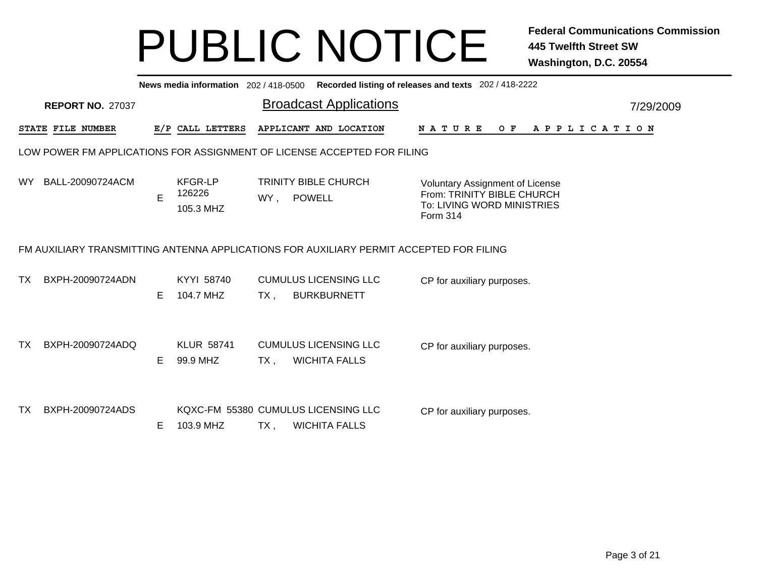# PUBLIC NOTICE

**Federal Communications Commission**
**445 Twelfth Street SW**
**Washington, D.C. 20554**

**News media information** 202 / 418-0500 **Recorded listing of releases and texts** 202 / 418-2222

**REPORT NO.** 27037

## Broadcast Applications

7/29/2009

### LOW POWER FM APPLICATIONS FOR ASSIGNMENT OF LICENSE ACCEPTED FOR FILING

| STATE | FILE NUMBER | E/P | CALL LETTERS | APPLICANT AND LOCATION | NATURE OF APPLICATION |
|---|---|---|---|---|---|
| WY | BALL-20090724ACM | E | KFGR-LP 126226 105.3 MHZ | TRINITY BIBLE CHURCH WY, POWELL | Voluntary Assignment of License From: TRINITY BIBLE CHURCH To: LIVING WORD MINISTRIES Form 314 |

### FM AUXILIARY TRANSMITTING ANTENNA APPLICATIONS FOR AUXILIARY PERMIT ACCEPTED FOR FILING

| STATE | FILE NUMBER | E/P | CALL LETTERS | APPLICANT AND LOCATION | NATURE OF APPLICATION |
|---|---|---|---|---|---|
| TX | BXPH-20090724ADN | E | KYYI 58740 104.7 MHZ | CUMULUS LICENSING LLC TX, BURKBURNETT | CP for auxiliary purposes. |
| TX | BXPH-20090724ADQ | E | KLUR 58741 99.9 MHZ | CUMULUS LICENSING LLC TX, WICHITA FALLS | CP for auxiliary purposes. |
| TX | BXPH-20090724ADS | E | KQXC-FM 55380 103.9 MHZ | CUMULUS LICENSING LLC TX, WICHITA FALLS | CP for auxiliary purposes. |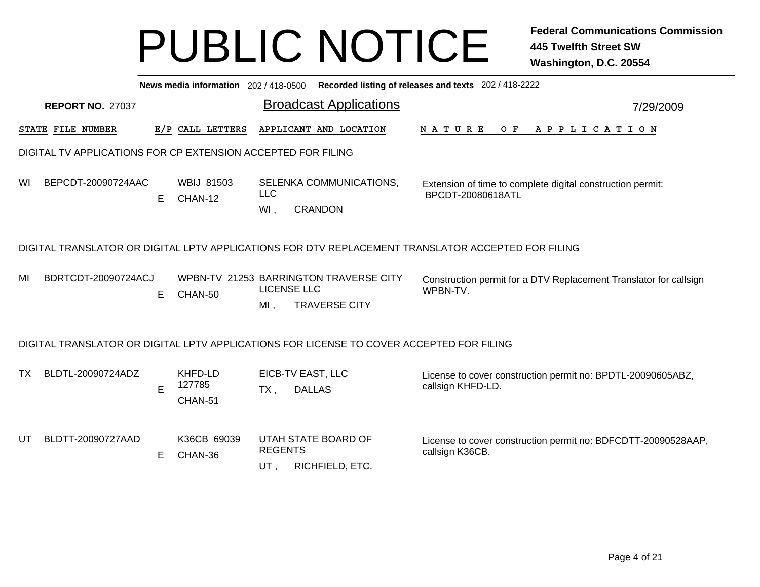# PUBLIC NOTICE

**Federal Communications Commission**
**445 Twelfth Street SW**
**Washington, D.C. 20554**

**News media information** 202 / 418-0500 **Recorded listing of releases and texts** 202 / 418-2222

**REPORT NO.** 27037

## Broadcast Applications

7/29/2009

| STATE | FILE NUMBER | E/P | CALL LETTERS | APPLICANT AND LOCATION | NATURE OF APPLICATION |
|---|---|---|---|---|---|

### DIGITAL TV APPLICATIONS FOR CP EXTENSION ACCEPTED FOR FILING

| STATE | FILE NUMBER | E/P | CALL LETTERS | APPLICANT AND LOCATION | NATURE OF APPLICATION |
|---|---|---|---|---|---|
| WI | BEPCDT-20090724AAC | E | WBIJ 81503 CHAN-12 | SELENKA COMMUNICATIONS, LLC WI , CRANDON | Extension of time to complete digital construction permit: BPCDT-20080618ATL |

### DIGITAL TRANSLATOR OR DIGITAL LPTV APPLICATIONS FOR DTV REPLACEMENT TRANSLATOR ACCEPTED FOR FILING

| STATE | FILE NUMBER | E/P | CALL LETTERS | APPLICANT AND LOCATION | NATURE OF APPLICATION |
|---|---|---|---|---|---|
| MI | BDRTCDT-20090724ACJ | E | WPBN-TV 21253 CHAN-50 | BARRINGTON TRAVERSE CITY LICENSE LLC MI , TRAVERSE CITY | Construction permit for a DTV Replacement Translator for callsign WPBN-TV. |

### DIGITAL TRANSLATOR OR DIGITAL LPTV APPLICATIONS FOR LICENSE TO COVER ACCEPTED FOR FILING

| STATE | FILE NUMBER | E/P | CALL LETTERS | APPLICANT AND LOCATION | NATURE OF APPLICATION |
|---|---|---|---|---|---|
| TX | BLDTL-20090724ADZ | E | KHFD-LD 127785 CHAN-51 | EICB-TV EAST, LLC TX , DALLAS | License to cover construction permit no: BPDTL-20090605ABZ, callsign KHFD-LD. |
| UT | BLDTT-20090727AAD | E | K36CB 69039 CHAN-36 | UTAH STATE BOARD OF REGENTS UT , RICHFIELD, ETC. | License to cover construction permit no: BDFCDTT-20090528AAP, callsign K36CB. |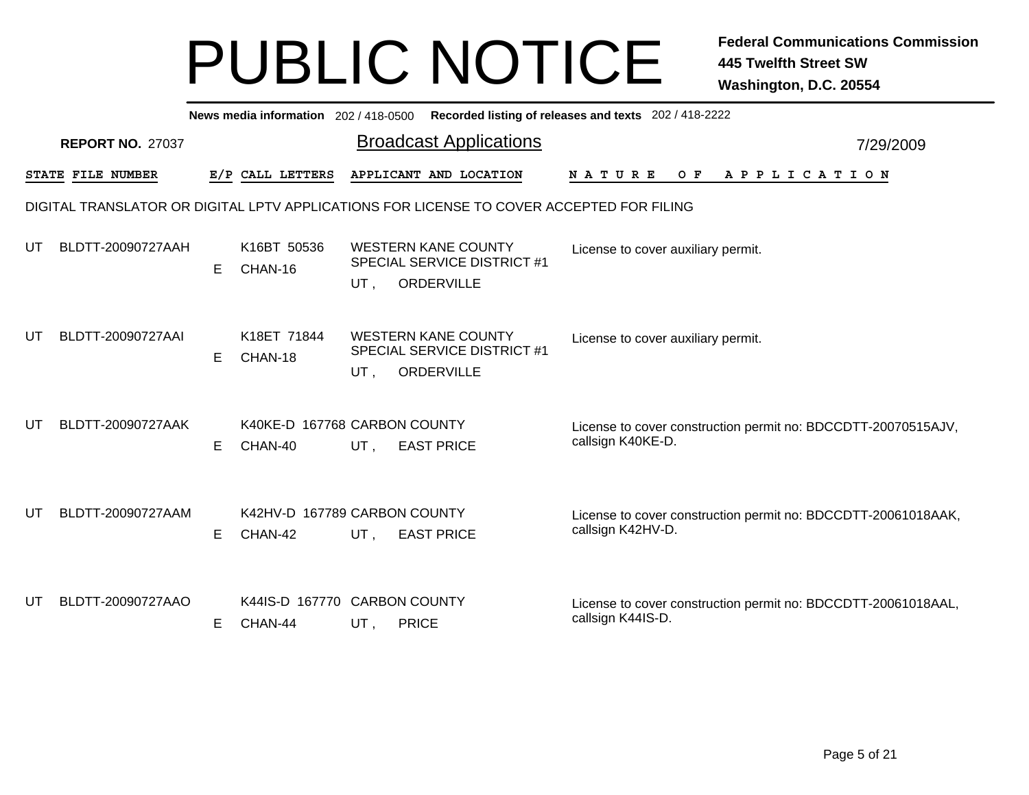# PUBLIC NOTICE

**Federal Communications Commission**
**445 Twelfth Street SW**
**Washington, D.C. 20554**

**News media information** 202 / 418-0500 **Recorded listing of releases and texts** 202 / 418-2222

**REPORT NO.** 27037

## Broadcast Applications

7/29/2009

| STATE | FILE NUMBER | E/P | CALL LETTERS | APPLICANT AND LOCATION | NATURE OF APPLICATION |
|---|---|---|---|---|---|

DIGITAL TRANSLATOR OR DIGITAL LPTV APPLICATIONS FOR LICENSE TO COVER ACCEPTED FOR FILING

| STATE | FILE NUMBER | E/P | CALL LETTERS | APPLICANT AND LOCATION | NATURE OF APPLICATION |
|---|---|---|---|---|---|
| UT | BLDTT-20090727AAH | E | K16BT 50536 CHAN-16 | WESTERN KANE COUNTY SPECIAL SERVICE DISTRICT #1 UT , ORDERVILLE | License to cover auxiliary permit. |
| UT | BLDTT-20090727AAI | E | K18ET 71844 CHAN-18 | WESTERN KANE COUNTY SPECIAL SERVICE DISTRICT #1 UT , ORDERVILLE | License to cover auxiliary permit. |
| UT | BLDTT-20090727AAK | E | K40KE-D 167768 CHAN-40 | CARBON COUNTY UT , EAST PRICE | License to cover construction permit no: BDCCDTT-20070515AJV, callsign K40KE-D. |
| UT | BLDTT-20090727AAM | E | K42HV-D 167789 CHAN-42 | CARBON COUNTY UT , EAST PRICE | License to cover construction permit no: BDCCDTT-20061018AAK, callsign K42HV-D. |
| UT | BLDTT-20090727AAO | E | K44IS-D 167770 CHAN-44 | CARBON COUNTY UT , PRICE | License to cover construction permit no: BDCCDTT-20061018AAL, callsign K44IS-D. |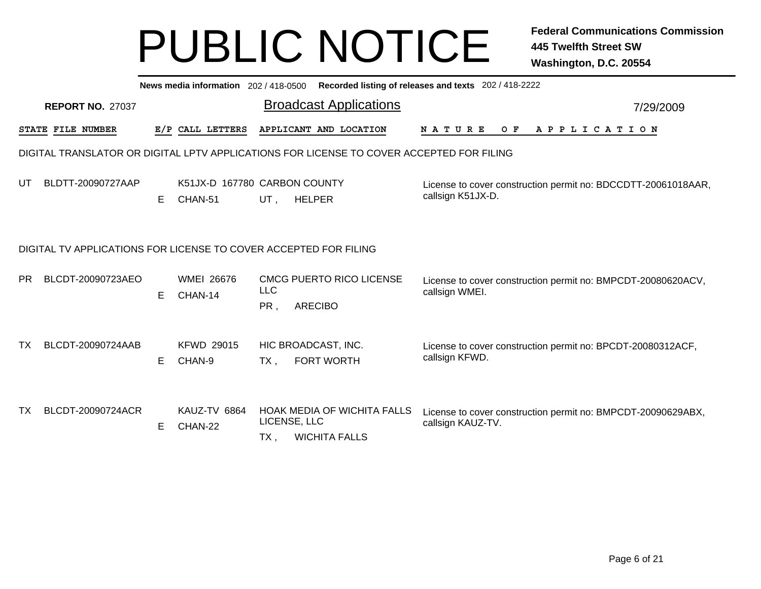# PUBLIC NOTICE

**Federal Communications Commission**
**445 Twelfth Street SW**
**Washington, D.C. 20554**

**News media information** 202 / 418-0500 **Recorded listing of releases and texts** 202 / 418-2222

**REPORT NO.** 27037

## Broadcast Applications

7/29/2009

### DIGITAL TRANSLATOR OR DIGITAL LPTV APPLICATIONS FOR LICENSE TO COVER ACCEPTED FOR FILING

| STATE | FILE NUMBER | E/P | CALL LETTERS | APPLICANT AND LOCATION | NATURE OF APPLICATION |
|---|---|---|---|---|---|
| UT | BLDTT-20090727AAP | E | K51JX-D 167780 CHAN-51 | CARBON COUNTY UT , HELPER | License to cover construction permit no: BDCCDTT-20061018AAR, callsign K51JX-D. |

### DIGITAL TV APPLICATIONS FOR LICENSE TO COVER ACCEPTED FOR FILING

| STATE | FILE NUMBER | E/P | CALL LETTERS | APPLICANT AND LOCATION | NATURE OF APPLICATION |
|---|---|---|---|---|---|
| PR | BLCDT-20090723AEO | E | WMEI 26676 CHAN-14 | CMCG PUERTO RICO LICENSE LLC PR , ARECIBO | License to cover construction permit no: BMPCDT-20080620ACV, callsign WMEI. |
| TX | BLCDT-20090724AAB | E | KFWD 29015 CHAN-9 | HIC BROADCAST, INC. TX , FORT WORTH | License to cover construction permit no: BPCDT-20080312ACF, callsign KFWD. |
| TX | BLCDT-20090724ACR | E | KAUZ-TV 6864 CHAN-22 | HOAK MEDIA OF WICHITA FALLS LICENSE, LLC TX , WICHITA FALLS | License to cover construction permit no: BMPCDT-20090629ABX, callsign KAUZ-TV. |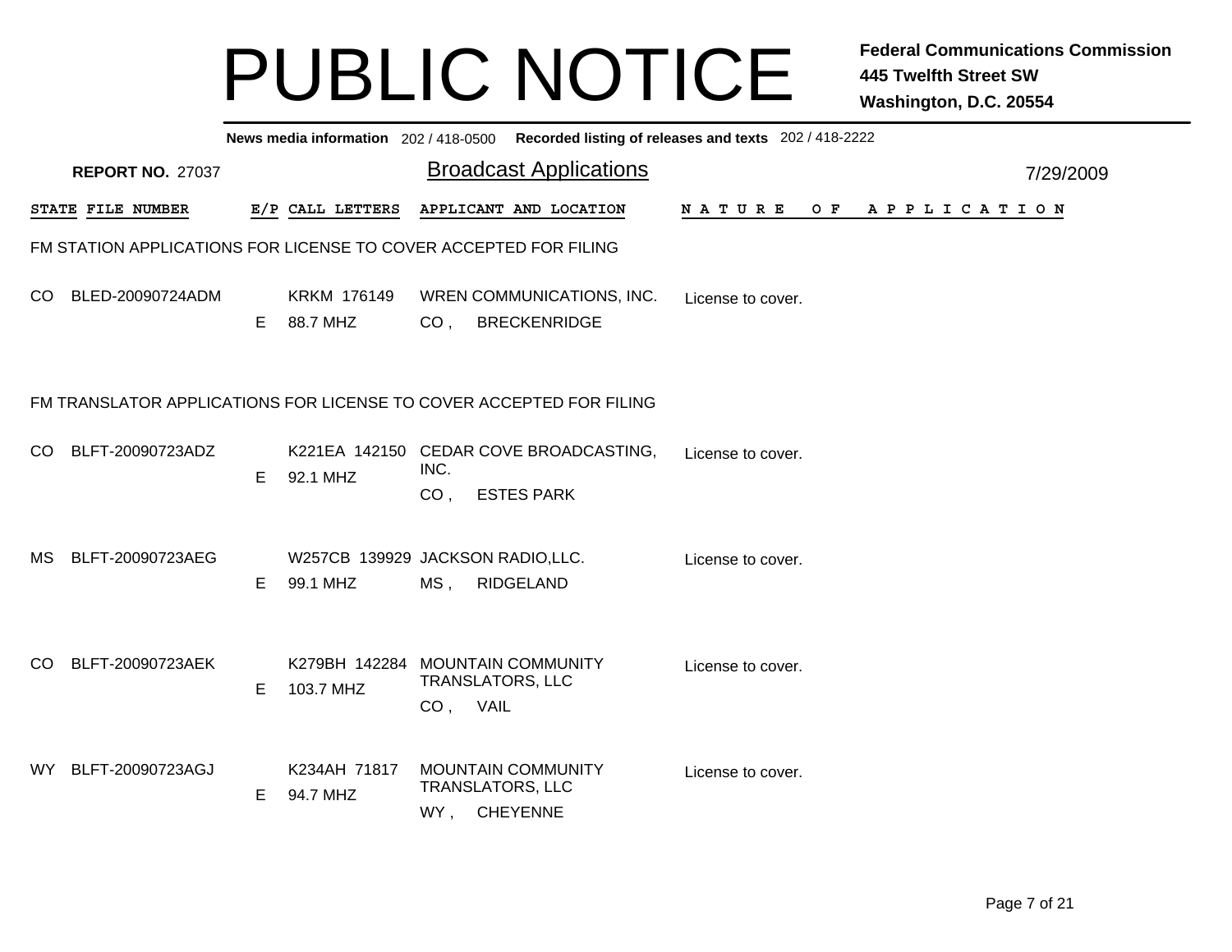# PUBLIC NOTICE

**Federal Communications Commission**
**445 Twelfth Street SW**
**Washington, D.C. 20554**

**News media information** 202 / 418-0500 **Recorded listing of releases and texts** 202 / 418-2222

**REPORT NO.** 27037

## Broadcast Applications

7/29/2009

| STATE | FILE NUMBER | E/P | CALL LETTERS | APPLICANT AND LOCATION | NATURE OF APPLICATION |
|---|---|---|---|---|---|

### FM STATION APPLICATIONS FOR LICENSE TO COVER ACCEPTED FOR FILING

| STATE | FILE NUMBER | E/P | CALL LETTERS | APPLICANT AND LOCATION | NATURE OF APPLICATION |
|---|---|---|---|---|---|
| CO | BLED-20090724ADM | E | KRKM 176149<br>88.7 MHZ | WREN COMMUNICATIONS, INC.<br>CO , BRECKENRIDGE | License to cover. |

### FM TRANSLATOR APPLICATIONS FOR LICENSE TO COVER ACCEPTED FOR FILING

| STATE | FILE NUMBER | E/P | CALL LETTERS | APPLICANT AND LOCATION | NATURE OF APPLICATION |
|---|---|---|---|---|---|
| CO | BLFT-20090723ADZ | E | K221EA 142150<br>92.1 MHZ | CEDAR COVE BROADCASTING, INC.<br>CO , ESTES PARK | License to cover. |
| MS | BLFT-20090723AEG | E | W257CB 139929<br>99.1 MHZ | JACKSON RADIO,LLC.<br>MS , RIDGELAND | License to cover. |
| CO | BLFT-20090723AEK | E | K279BH 142284<br>103.7 MHZ | MOUNTAIN COMMUNITY TRANSLATORS, LLC<br>CO , VAIL | License to cover. |
| WY | BLFT-20090723AGJ | E | K234AH 71817<br>94.7 MHZ | MOUNTAIN COMMUNITY TRANSLATORS, LLC<br>WY , CHEYENNE | License to cover. |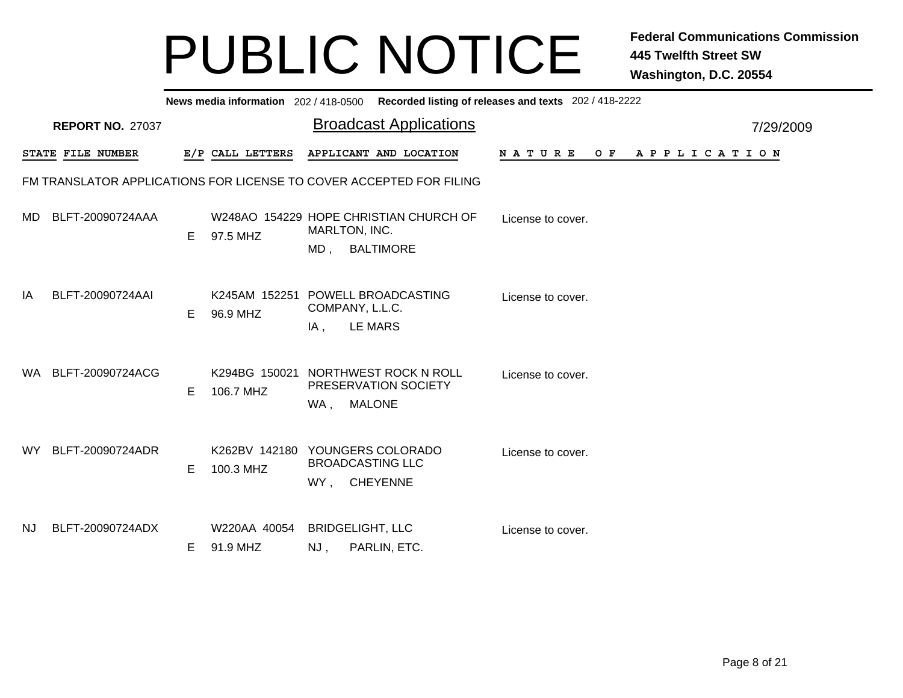# PUBLIC NOTICE

**Federal Communications Commission**
**445 Twelfth Street SW**
**Washington, D.C. 20554**

**News media information** 202 / 418-0500 **Recorded listing of releases and texts** 202 / 418-2222

**REPORT NO.** 27037

## Broadcast Applications

7/29/2009

FM TRANSLATOR APPLICATIONS FOR LICENSE TO COVER ACCEPTED FOR FILING

| STATE | FILE NUMBER | E/P | CALL LETTERS | APPLICANT AND LOCATION | NATURE OF APPLICATION |
|---|---|---|---|---|---|
| MD | BLFT-20090724AAA | E | W248AO 154229<br>97.5 MHZ | HOPE CHRISTIAN CHURCH OF MARLTON, INC.<br>MD , BALTIMORE | License to cover. |
| IA | BLFT-20090724AAI | E | K245AM 152251<br>96.9 MHZ | POWELL BROADCASTING COMPANY, L.L.C.<br>IA , LE MARS | License to cover. |
| WA | BLFT-20090724ACG | E | K294BG 150021<br>106.7 MHZ | NORTHWEST ROCK N ROLL PRESERVATION SOCIETY<br>WA , MALONE | License to cover. |
| WY | BLFT-20090724ADR | E | K262BV 142180<br>100.3 MHZ | YOUNGERS COLORADO BROADCASTING LLC<br>WY , CHEYENNE | License to cover. |
| NJ | BLFT-20090724ADX | E | W220AA 40054<br>91.9 MHZ | BRIDGELIGHT, LLC<br>NJ , PARLIN, ETC. | License to cover. |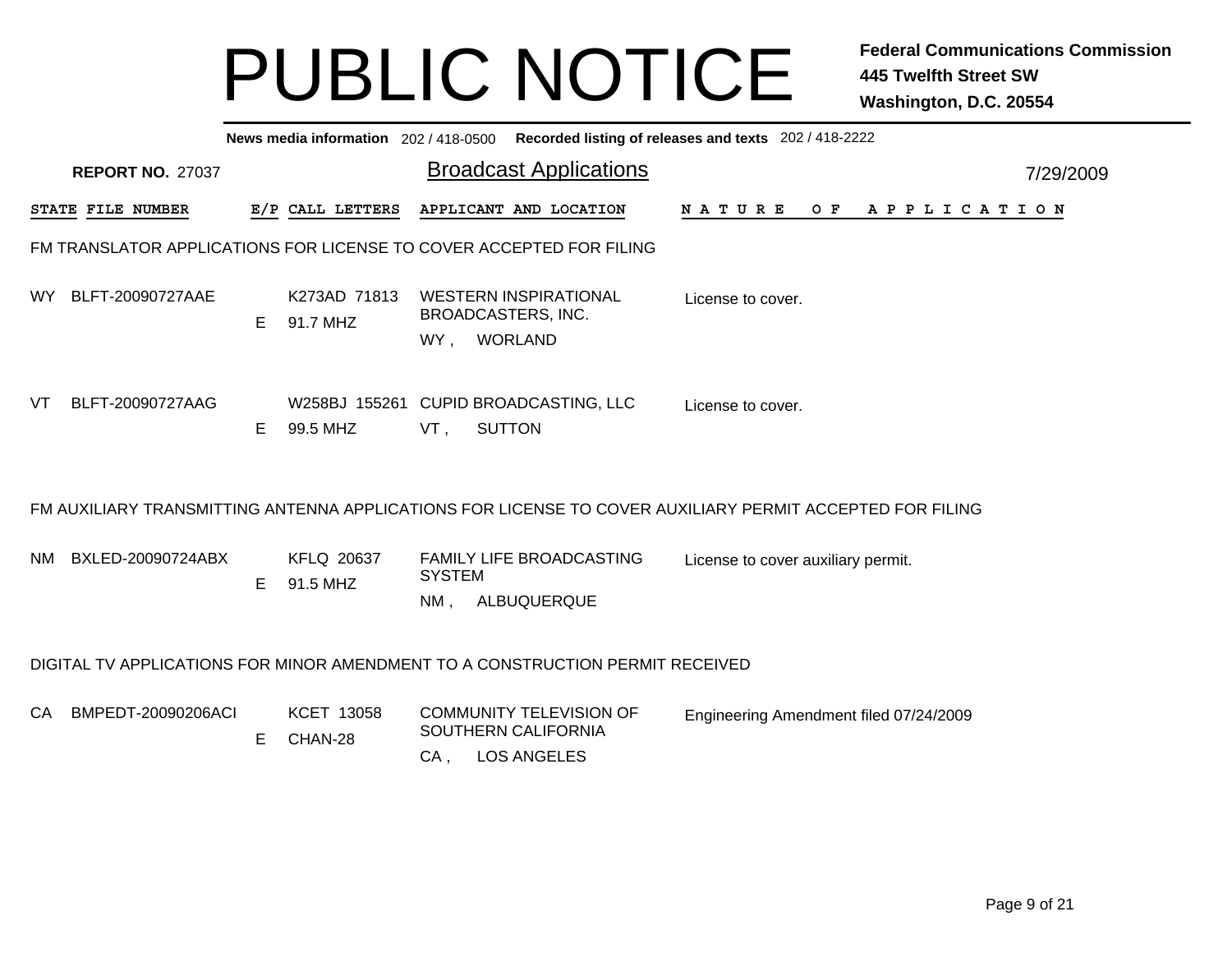# PUBLIC NOTICE

**Federal Communications Commission**
**445 Twelfth Street SW**
**Washington, D.C. 20554**

**News media information** 202 / 418-0500 **Recorded listing of releases and texts** 202 / 418-2222

**REPORT NO.** 27037

## Broadcast Applications

7/29/2009

| STATE | FILE NUMBER | E/P | CALL LETTERS | APPLICANT AND LOCATION | NATURE OF APPLICATION |
|---|---|---|---|---|---|

### FM TRANSLATOR APPLICATIONS FOR LICENSE TO COVER ACCEPTED FOR FILING

| STATE | FILE NUMBER | E/P | CALL LETTERS | APPLICANT AND LOCATION | NATURE OF APPLICATION |
|---|---|---|---|---|---|
| WY | BLFT-20090727AAE | E | K273AD 71813<br>91.7 MHZ | WESTERN INSPIRATIONAL BROADCASTERS, INC.<br>WY , WORLAND | License to cover. |
| VT | BLFT-20090727AAG | E | W258BJ 155261<br>99.5 MHZ | CUPID BROADCASTING, LLC<br>VT , SUTTON | License to cover. |

### FM AUXILIARY TRANSMITTING ANTENNA APPLICATIONS FOR LICENSE TO COVER AUXILIARY PERMIT ACCEPTED FOR FILING

| STATE | FILE NUMBER | E/P | CALL LETTERS | APPLICANT AND LOCATION | NATURE OF APPLICATION |
|---|---|---|---|---|---|
| NM | BXLED-20090724ABX | E | KFLQ 20637<br>91.5 MHZ | FAMILY LIFE BROADCASTING SYSTEM<br>NM , ALBUQUERQUE | License to cover auxiliary permit. |

### DIGITAL TV APPLICATIONS FOR MINOR AMENDMENT TO A CONSTRUCTION PERMIT RECEIVED

| STATE | FILE NUMBER | E/P | CALL LETTERS | APPLICANT AND LOCATION | NATURE OF APPLICATION |
|---|---|---|---|---|---|
| CA | BMPEDT-20090206ACI | E | KCET 13058<br>CHAN-28 | COMMUNITY TELEVISION OF SOUTHERN CALIFORNIA<br>CA , LOS ANGELES | Engineering Amendment filed 07/24/2009 |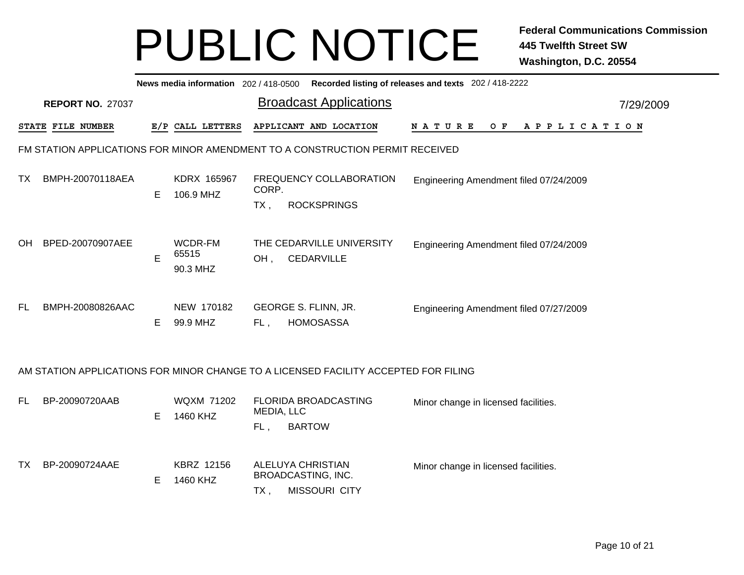# PUBLIC NOTICE

**Federal Communications Commission**
**445 Twelfth Street SW**
**Washington, D.C. 20554**

**News media information** 202 / 418-0500 **Recorded listing of releases and texts** 202 / 418-2222

**REPORT NO.** 27037

## Broadcast Applications

7/29/2009

### FM STATION APPLICATIONS FOR MINOR AMENDMENT TO A CONSTRUCTION PERMIT RECEIVED

| STATE | FILE NUMBER | E/P | CALL LETTERS | APPLICANT AND LOCATION | NATURE OF APPLICATION |
|---|---|---|---|---|---|
| TX | BMPH-20070118AEA | E | KDRX 165967<br>106.9 MHZ | FREQUENCY COLLABORATION CORP.<br>TX , ROCKSPRINGS | Engineering Amendment filed 07/24/2009 |
| OH | BPED-20070907AEE | E | WCDR-FM 65515<br>90.3 MHZ | THE CEDARVILLE UNIVERSITY<br>OH , CEDARVILLE | Engineering Amendment filed 07/24/2009 |
| FL | BMPH-20080826AAC | E | NEW 170182<br>99.9 MHZ | GEORGE S. FLINN, JR.<br>FL , HOMOSASSA | Engineering Amendment filed 07/27/2009 |

### AM STATION APPLICATIONS FOR MINOR CHANGE TO A LICENSED FACILITY ACCEPTED FOR FILING

| STATE | FILE NUMBER | E/P | CALL LETTERS | APPLICANT AND LOCATION | NATURE OF APPLICATION |
|---|---|---|---|---|---|
| FL | BP-20090720AAB | E | WQXM 71202<br>1460 KHZ | FLORIDA BROADCASTING MEDIA, LLC<br>FL , BARTOW | Minor change in licensed facilities. |
| TX | BP-20090724AAE | E | KBRZ 12156<br>1460 KHZ | ALELUYA CHRISTIAN BROADCASTING, INC.<br>TX , MISSOURI CITY | Minor change in licensed facilities. |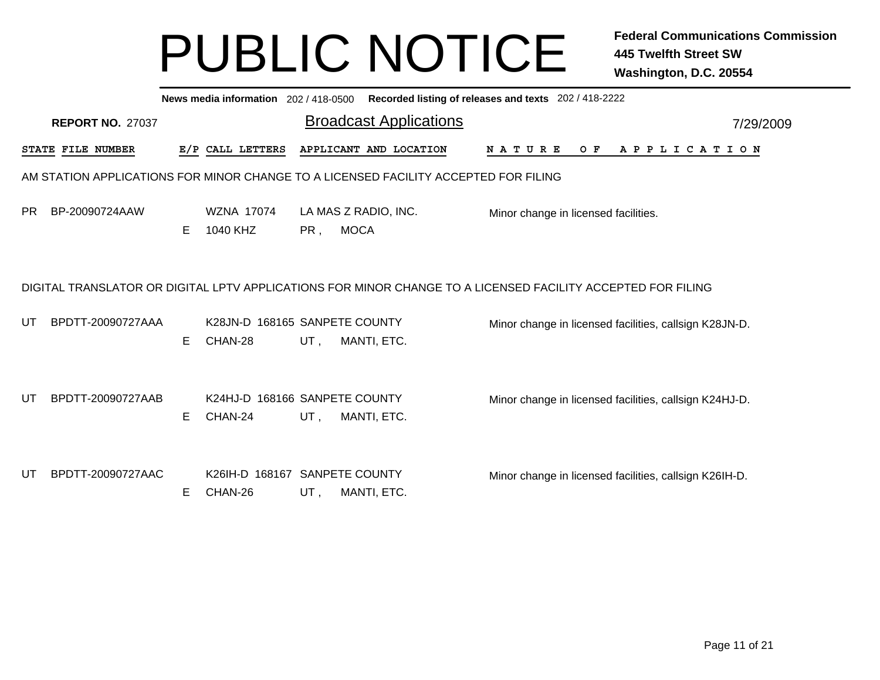# PUBLIC NOTICE

**Federal Communications Commission**
**445 Twelfth Street SW**
**Washington, D.C. 20554**

**News media information** 202 / 418-0500 **Recorded listing of releases and texts** 202 / 418-2222

**REPORT NO.** 27037

## Broadcast Applications

7/29/2009

| STATE | FILE NUMBER | E/P | CALL LETTERS | APPLICANT AND LOCATION | NATURE OF APPLICATION |
|---|---|---|---|---|---|

AM STATION APPLICATIONS FOR MINOR CHANGE TO A LICENSED FACILITY ACCEPTED FOR FILING

| STATE | FILE NUMBER | E/P | CALL LETTERS | APPLICANT AND LOCATION | NATURE OF APPLICATION |
|---|---|---|---|---|---|
| PR | BP-20090724AAW | E | WZNA 17074<br>1040 KHZ | LA MAS Z RADIO, INC.<br>PR , MOCA | Minor change in licensed facilities. |

DIGITAL TRANSLATOR OR DIGITAL LPTV APPLICATIONS FOR MINOR CHANGE TO A LICENSED FACILITY ACCEPTED FOR FILING

| STATE | FILE NUMBER | E/P | CALL LETTERS | APPLICANT AND LOCATION | NATURE OF APPLICATION |
|---|---|---|---|---|---|
| UT | BPDTT-20090727AAA | E | K28JN-D 168165<br>CHAN-28 | SANPETE COUNTY<br>UT , MANTI, ETC. | Minor change in licensed facilities, callsign K28JN-D. |
| UT | BPDTT-20090727AAB | E | K24HJ-D 168166<br>CHAN-24 | SANPETE COUNTY<br>UT , MANTI, ETC. | Minor change in licensed facilities, callsign K24HJ-D. |
| UT | BPDTT-20090727AAC | E | K26IH-D 168167<br>CHAN-26 | SANPETE COUNTY<br>UT , MANTI, ETC. | Minor change in licensed facilities, callsign K26IH-D. |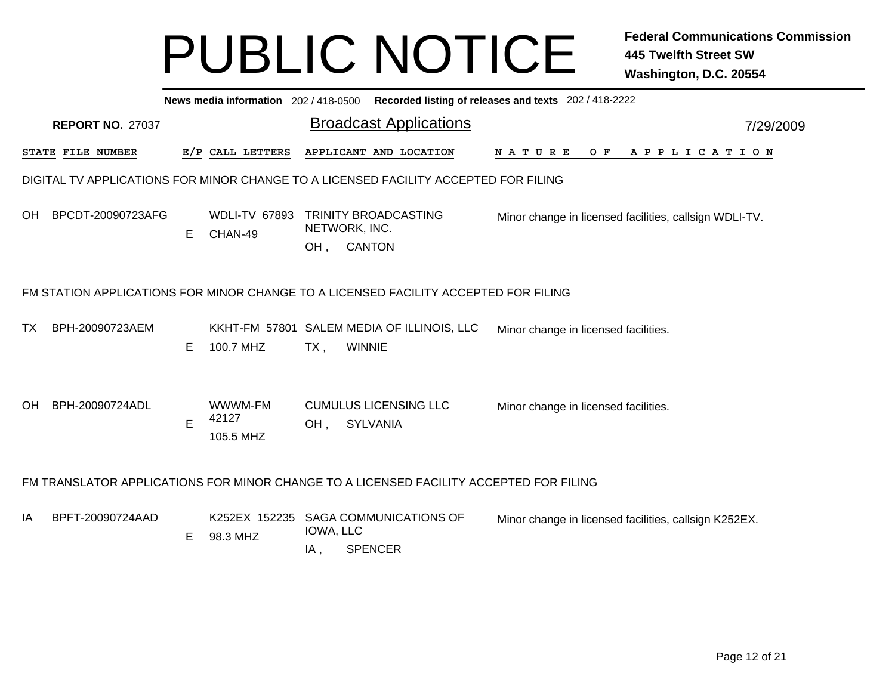# PUBLIC NOTICE

**Federal Communications Commission**
**445 Twelfth Street SW**
**Washington, D.C. 20554**

**News media information** 202 / 418-0500 **Recorded listing of releases and texts** 202 / 418-2222

**REPORT NO.** 27037

## Broadcast Applications

7/29/2009

### DIGITAL TV APPLICATIONS FOR MINOR CHANGE TO A LICENSED FACILITY ACCEPTED FOR FILING

| STATE | FILE NUMBER | E/P | CALL LETTERS | APPLICANT AND LOCATION | NATURE OF APPLICATION |
|---|---|---|---|---|---|
| OH | BPCDT-20090723AFG | E | WDLI-TV 67893 CHAN-49 | TRINITY BROADCASTING NETWORK, INC. OH , CANTON | Minor change in licensed facilities, callsign WDLI-TV. |

### FM STATION APPLICATIONS FOR MINOR CHANGE TO A LICENSED FACILITY ACCEPTED FOR FILING

| STATE | FILE NUMBER | E/P | CALL LETTERS | APPLICANT AND LOCATION | NATURE OF APPLICATION |
|---|---|---|---|---|---|
| TX | BPH-20090723AEM | E | KKHT-FM 57801 100.7 MHZ | SALEM MEDIA OF ILLINOIS, LLC TX , WINNIE | Minor change in licensed facilities. |
| OH | BPH-20090724ADL | E | WWWM-FM 42127 105.5 MHZ | CUMULUS LICENSING LLC OH , SYLVANIA | Minor change in licensed facilities. |

### FM TRANSLATOR APPLICATIONS FOR MINOR CHANGE TO A LICENSED FACILITY ACCEPTED FOR FILING

| STATE | FILE NUMBER | E/P | CALL LETTERS | APPLICANT AND LOCATION | NATURE OF APPLICATION |
|---|---|---|---|---|---|
| IA | BPFT-20090724AAD | E | K252EX 152235 98.3 MHZ | SAGA COMMUNICATIONS OF IOWA, LLC IA , SPENCER | Minor change in licensed facilities, callsign K252EX. |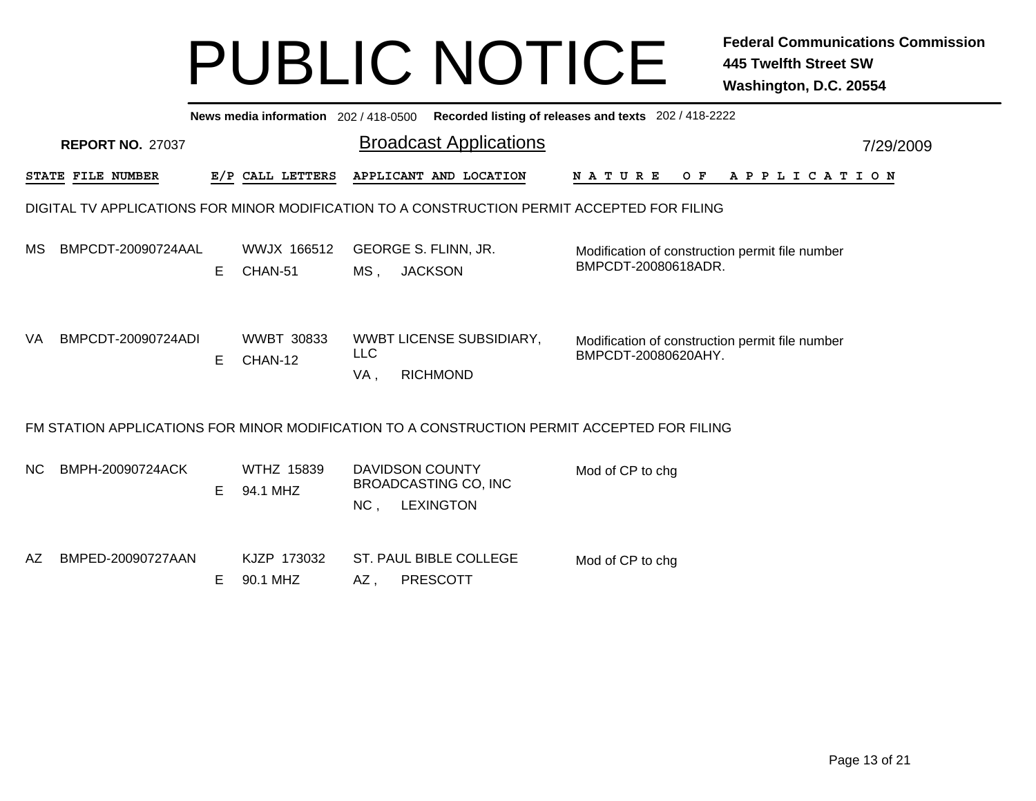# PUBLIC NOTICE

**Federal Communications Commission**
**445 Twelfth Street SW**
**Washington, D.C. 20554**

**News media information** 202 / 418-0500 **Recorded listing of releases and texts** 202 / 418-2222

**REPORT NO.** 27037

## Broadcast Applications

7/29/2009

### DIGITAL TV APPLICATIONS FOR MINOR MODIFICATION TO A CONSTRUCTION PERMIT ACCEPTED FOR FILING

| STATE | FILE NUMBER | E/P | CALL LETTERS | APPLICANT AND LOCATION | NATURE OF APPLICATION |
|---|---|---|---|---|---|
| MS | BMPCDT-20090724AAL | E | WWJX 166512<br>CHAN-51 | GEORGE S. FLINN, JR.<br>MS , JACKSON | Modification of construction permit file number BMPCDT-20080618ADR. |
| VA | BMPCDT-20090724ADI | E | WWBT 30833<br>CHAN-12 | WWBT LICENSE SUBSIDIARY, LLC<br>VA , RICHMOND | Modification of construction permit file number BMPCDT-20080620AHY. |

### FM STATION APPLICATIONS FOR MINOR MODIFICATION TO A CONSTRUCTION PERMIT ACCEPTED FOR FILING

| STATE | FILE NUMBER | E/P | CALL LETTERS | APPLICANT AND LOCATION | NATURE OF APPLICATION |
|---|---|---|---|---|---|
| NC | BMPH-20090724ACK | E | WTHZ 15839<br>94.1 MHZ | DAVIDSON COUNTY BROADCASTING CO, INC<br>NC , LEXINGTON | Mod of CP to chg |
| AZ | BMPED-20090727AAN | E | KJZP 173032<br>90.1 MHZ | ST. PAUL BIBLE COLLEGE<br>AZ , PRESCOTT | Mod of CP to chg |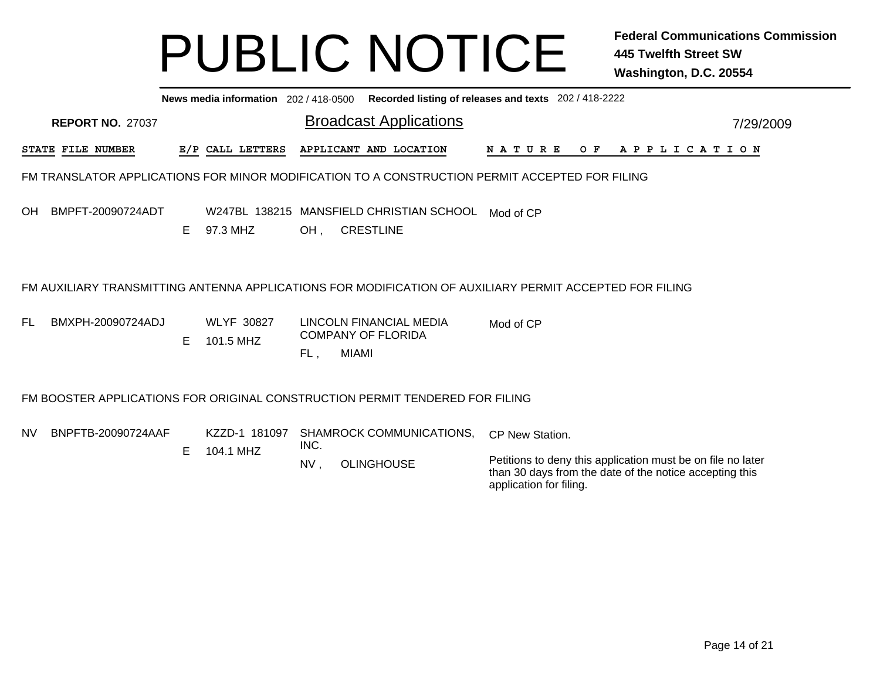# PUBLIC NOTICE

**Federal Communications Commission**
**445 Twelfth Street SW**
**Washington, D.C. 20554**

**News media information** 202 / 418-0500 **Recorded listing of releases and texts** 202 / 418-2222

**REPORT NO.** 27037

## Broadcast Applications

7/29/2009

| STATE | FILE NUMBER | E/P | CALL LETTERS | APPLICANT AND LOCATION | NATURE OF APPLICATION |
|---|---|---|---|---|---|

### FM TRANSLATOR APPLICATIONS FOR MINOR MODIFICATION TO A CONSTRUCTION PERMIT ACCEPTED FOR FILING

| STATE | FILE NUMBER | E/P | CALL LETTERS | APPLICANT AND LOCATION | NATURE OF APPLICATION |
|---|---|---|---|---|---|
| OH | BMPFT-20090724ADT | E | W247BL 138215<br>97.3 MHZ | MANSFIELD CHRISTIAN SCHOOL<br>OH , CRESTLINE | Mod of CP |

### FM AUXILIARY TRANSMITTING ANTENNA APPLICATIONS FOR MODIFICATION OF AUXILIARY PERMIT ACCEPTED FOR FILING

| STATE | FILE NUMBER | E/P | CALL LETTERS | APPLICANT AND LOCATION | NATURE OF APPLICATION |
|---|---|---|---|---|---|
| FL | BMXPH-20090724ADJ | E | WLYF 30827<br>101.5 MHZ | LINCOLN FINANCIAL MEDIA COMPANY OF FLORIDA<br>FL , MIAMI | Mod of CP |

### FM BOOSTER APPLICATIONS FOR ORIGINAL CONSTRUCTION PERMIT TENDERED FOR FILING

| STATE | FILE NUMBER | E/P | CALL LETTERS | APPLICANT AND LOCATION | NATURE OF APPLICATION |
|---|---|---|---|---|---|
| NV | BNPFTB-20090724AAF | E | KZZD-1 181097<br>104.1 MHZ | SHAMROCK COMMUNICATIONS, INC.<br>NV , OLINGHOUSE | CP New Station.<br><br>Petitions to deny this application must be on file no later than 30 days from the date of the notice accepting this application for filing. |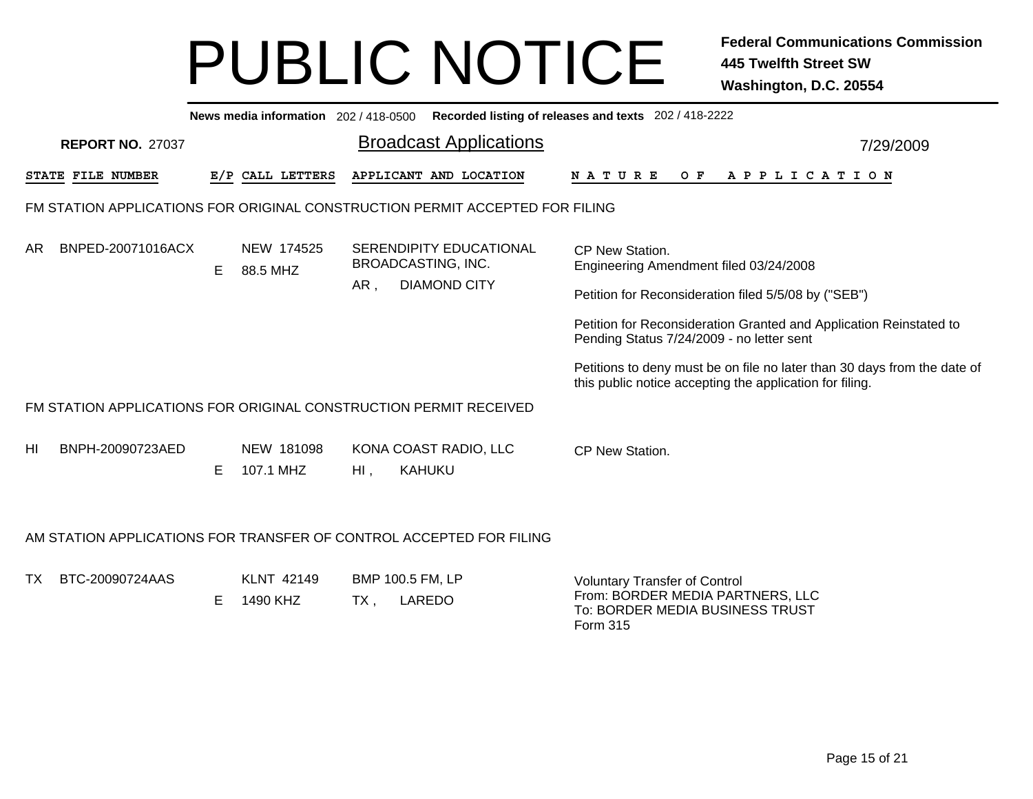# PUBLIC NOTICE

**Federal Communications Commission**
**445 Twelfth Street SW**
**Washington, D.C. 20554**

**News media information** 202 / 418-0500 **Recorded listing of releases and texts** 202 / 418-2222

**REPORT NO.** 27037

## Broadcast Applications

7/29/2009

| STATE | FILE NUMBER | E/P | CALL LETTERS | APPLICANT AND LOCATION | NATURE OF APPLICATION |
|---|---|---|---|---|---|

### FM STATION APPLICATIONS FOR ORIGINAL CONSTRUCTION PERMIT ACCEPTED FOR FILING

| STATE | FILE NUMBER | E/P | CALL LETTERS | APPLICANT AND LOCATION | NATURE OF APPLICATION |
|---|---|---|---|---|---|
| AR | BNPED-20071016ACX | E | NEW 174525<br>88.5 MHZ | SERENDIPITY EDUCATIONAL BROADCASTING, INC.<br>AR , DIAMOND CITY | CP New Station.<br>Engineering Amendment filed 03/24/2008<br><br>Petition for Reconsideration filed 5/5/08 by ("SEB")<br><br>Petition for Reconsideration Granted and Application Reinstated to Pending Status 7/24/2009 - no letter sent<br><br>Petitions to deny must be on file no later than 30 days from the date of this public notice accepting the application for filing. |

### FM STATION APPLICATIONS FOR ORIGINAL CONSTRUCTION PERMIT RECEIVED

| STATE | FILE NUMBER | E/P | CALL LETTERS | APPLICANT AND LOCATION | NATURE OF APPLICATION |
|---|---|---|---|---|---|
| HI | BNPH-20090723AED | E | NEW 181098<br>107.1 MHZ | KONA COAST RADIO, LLC<br>HI , KAHUKU | CP New Station. |

### AM STATION APPLICATIONS FOR TRANSFER OF CONTROL ACCEPTED FOR FILING

| STATE | FILE NUMBER | E/P | CALL LETTERS | APPLICANT AND LOCATION | NATURE OF APPLICATION |
|---|---|---|---|---|---|
| TX | BTC-20090724AAS | E | KLNT 42149<br>1490 KHZ | BMP 100.5 FM, LP<br>TX , LAREDO | Voluntary Transfer of Control<br>From: BORDER MEDIA PARTNERS, LLC<br>To: BORDER MEDIA BUSINESS TRUST<br>Form 315 |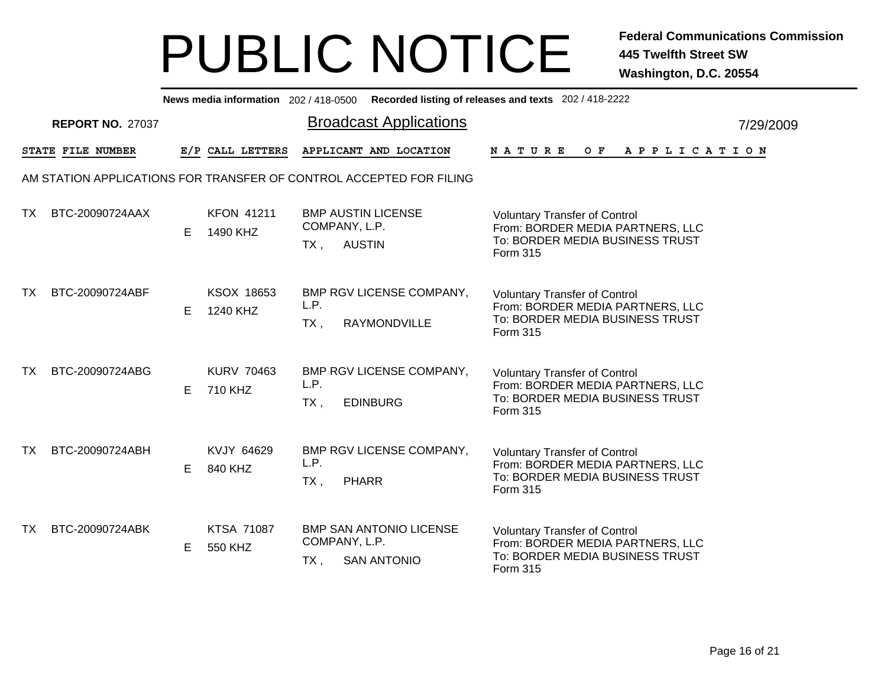# PUBLIC NOTICE

**Federal Communications Commission**
**445 Twelfth Street SW**
**Washington, D.C. 20554**

**News media information** 202 / 418-0500 **Recorded listing of releases and texts** 202 / 418-2222

**REPORT NO.** 27037

## Broadcast Applications

7/29/2009

AM STATION APPLICATIONS FOR TRANSFER OF CONTROL ACCEPTED FOR FILING

| STATE | FILE NUMBER | E/P | CALL LETTERS | APPLICANT AND LOCATION | NATURE OF APPLICATION |
|---|---|---|---|---|---|
| TX | BTC-20090724AAX | E | KFON 41211<br>1490 KHZ | BMP AUSTIN LICENSE COMPANY, L.P.<br>TX , AUSTIN | Voluntary Transfer of Control<br>From: BORDER MEDIA PARTNERS, LLC<br>To: BORDER MEDIA BUSINESS TRUST<br>Form 315 |
| TX | BTC-20090724ABF | E | KSOX 18653<br>1240 KHZ | BMP RGV LICENSE COMPANY, L.P.<br>TX , RAYMONDVILLE | Voluntary Transfer of Control<br>From: BORDER MEDIA PARTNERS, LLC<br>To: BORDER MEDIA BUSINESS TRUST<br>Form 315 |
| TX | BTC-20090724ABG | E | KURV 70463<br>710 KHZ | BMP RGV LICENSE COMPANY, L.P.<br>TX , EDINBURG | Voluntary Transfer of Control<br>From: BORDER MEDIA PARTNERS, LLC<br>To: BORDER MEDIA BUSINESS TRUST<br>Form 315 |
| TX | BTC-20090724ABH | E | KVJY 64629<br>840 KHZ | BMP RGV LICENSE COMPANY, L.P.<br>TX , PHARR | Voluntary Transfer of Control<br>From: BORDER MEDIA PARTNERS, LLC<br>To: BORDER MEDIA BUSINESS TRUST<br>Form 315 |
| TX | BTC-20090724ABK | E | KTSA 71087<br>550 KHZ | BMP SAN ANTONIO LICENSE COMPANY, L.P.<br>TX , SAN ANTONIO | Voluntary Transfer of Control<br>From: BORDER MEDIA PARTNERS, LLC<br>To: BORDER MEDIA BUSINESS TRUST<br>Form 315 |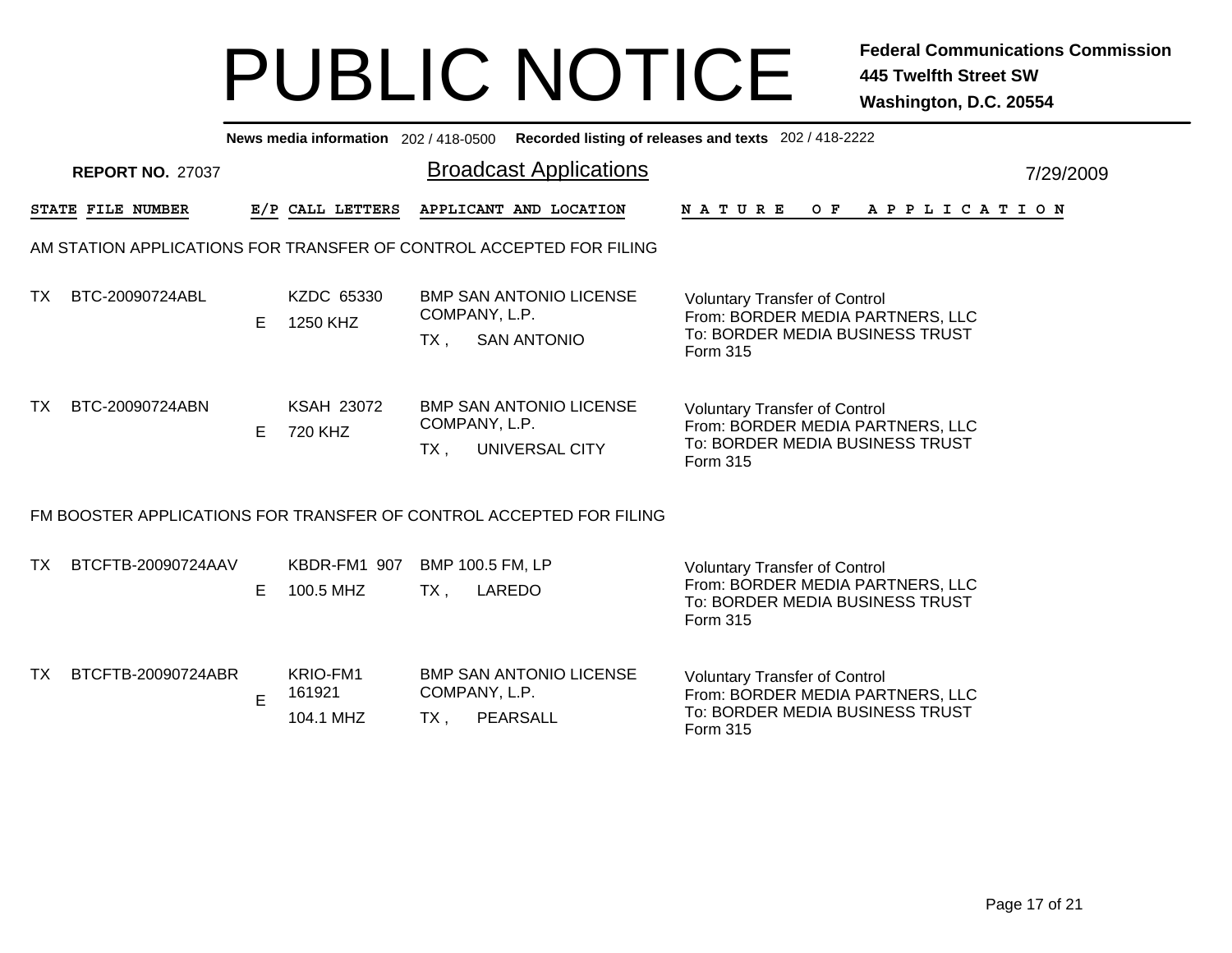# PUBLIC NOTICE

**Federal Communications Commission**
**445 Twelfth Street SW**
**Washington, D.C. 20554**

**News media information** 202 / 418-0500 **Recorded listing of releases and texts** 202 / 418-2222

**REPORT NO.** 27037

## Broadcast Applications

7/29/2009

| STATE | FILE NUMBER | E/P | CALL LETTERS | APPLICANT AND LOCATION | NATURE OF APPLICATION |
|---|---|---|---|---|---|
| **AM STATION APPLICATIONS FOR TRANSFER OF CONTROL ACCEPTED FOR FILING** | | | | | |
| TX | BTC-20090724ABL | E | KZDC 65330<br>1250 KHZ | BMP SAN ANTONIO LICENSE COMPANY, L.P.<br>TX , SAN ANTONIO | Voluntary Transfer of Control<br>From: BORDER MEDIA PARTNERS, LLC<br>To: BORDER MEDIA BUSINESS TRUST<br>Form 315 |
| TX | BTC-20090724ABN | E | KSAH 23072<br>720 KHZ | BMP SAN ANTONIO LICENSE COMPANY, L.P.<br>TX , UNIVERSAL CITY | Voluntary Transfer of Control<br>From: BORDER MEDIA PARTNERS, LLC<br>To: BORDER MEDIA BUSINESS TRUST<br>Form 315 |
| **FM BOOSTER APPLICATIONS FOR TRANSFER OF CONTROL ACCEPTED FOR FILING** | | | | | |
| TX | BTCFTB-20090724AAV | E | KBDR-FM1 907<br>100.5 MHZ | BMP 100.5 FM, LP<br>TX , LAREDO | Voluntary Transfer of Control<br>From: BORDER MEDIA PARTNERS, LLC<br>To: BORDER MEDIA BUSINESS TRUST<br>Form 315 |
| TX | BTCFTB-20090724ABR | E | KRIO-FM1 161921<br>104.1 MHZ | BMP SAN ANTONIO LICENSE COMPANY, L.P.<br>TX , PEARSALL | Voluntary Transfer of Control<br>From: BORDER MEDIA PARTNERS, LLC<br>To: BORDER MEDIA BUSINESS TRUST<br>Form 315 |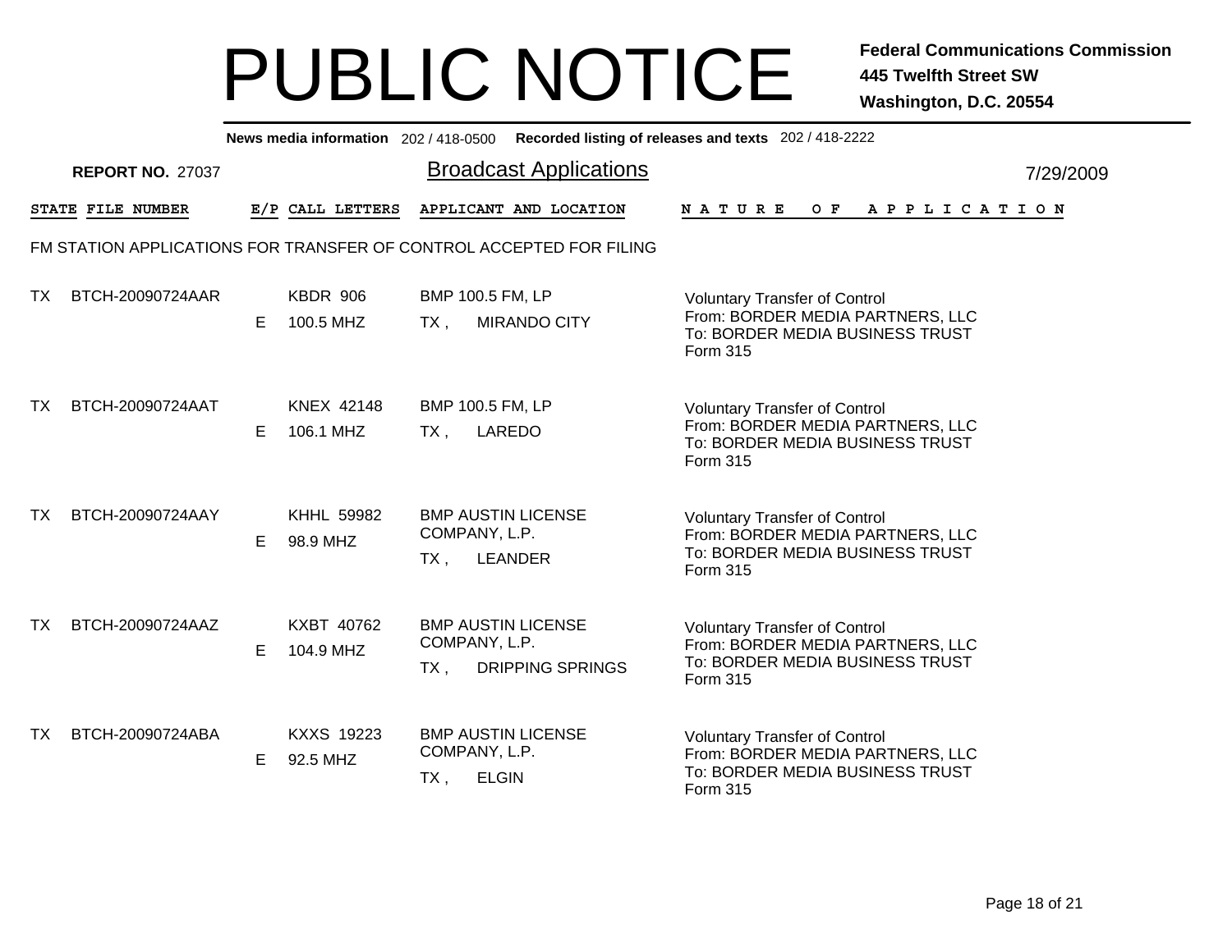# PUBLIC NOTICE

**Federal Communications Commission**
**445 Twelfth Street SW**
**Washington, D.C. 20554**

**News media information** 202 / 418-0500 **Recorded listing of releases and texts** 202 / 418-2222

**REPORT NO.** 27037

## Broadcast Applications

7/29/2009

FM STATION APPLICATIONS FOR TRANSFER OF CONTROL ACCEPTED FOR FILING

| STATE | FILE NUMBER | E/P | CALL LETTERS | APPLICANT AND LOCATION | NATURE OF APPLICATION |
|---|---|---|---|---|---|
| TX | BTCH-20090724AAR | E | KBDR 906<br>100.5 MHZ | BMP 100.5 FM, LP<br>TX , MIRANDO CITY | Voluntary Transfer of Control<br>From: BORDER MEDIA PARTNERS, LLC<br>To: BORDER MEDIA BUSINESS TRUST<br>Form 315 |
| TX | BTCH-20090724AAT | E | KNEX 42148<br>106.1 MHZ | BMP 100.5 FM, LP<br>TX , LAREDO | Voluntary Transfer of Control<br>From: BORDER MEDIA PARTNERS, LLC<br>To: BORDER MEDIA BUSINESS TRUST<br>Form 315 |
| TX | BTCH-20090724AAY | E | KHHL 59982<br>98.9 MHZ | BMP AUSTIN LICENSE COMPANY, L.P.<br>TX , LEANDER | Voluntary Transfer of Control<br>From: BORDER MEDIA PARTNERS, LLC<br>To: BORDER MEDIA BUSINESS TRUST<br>Form 315 |
| TX | BTCH-20090724AAZ | E | KXBT 40762<br>104.9 MHZ | BMP AUSTIN LICENSE COMPANY, L.P.<br>TX , DRIPPING SPRINGS | Voluntary Transfer of Control<br>From: BORDER MEDIA PARTNERS, LLC<br>To: BORDER MEDIA BUSINESS TRUST<br>Form 315 |
| TX | BTCH-20090724ABA | E | KXXS 19223<br>92.5 MHZ | BMP AUSTIN LICENSE COMPANY, L.P.<br>TX , ELGIN | Voluntary Transfer of Control<br>From: BORDER MEDIA PARTNERS, LLC<br>To: BORDER MEDIA BUSINESS TRUST<br>Form 315 |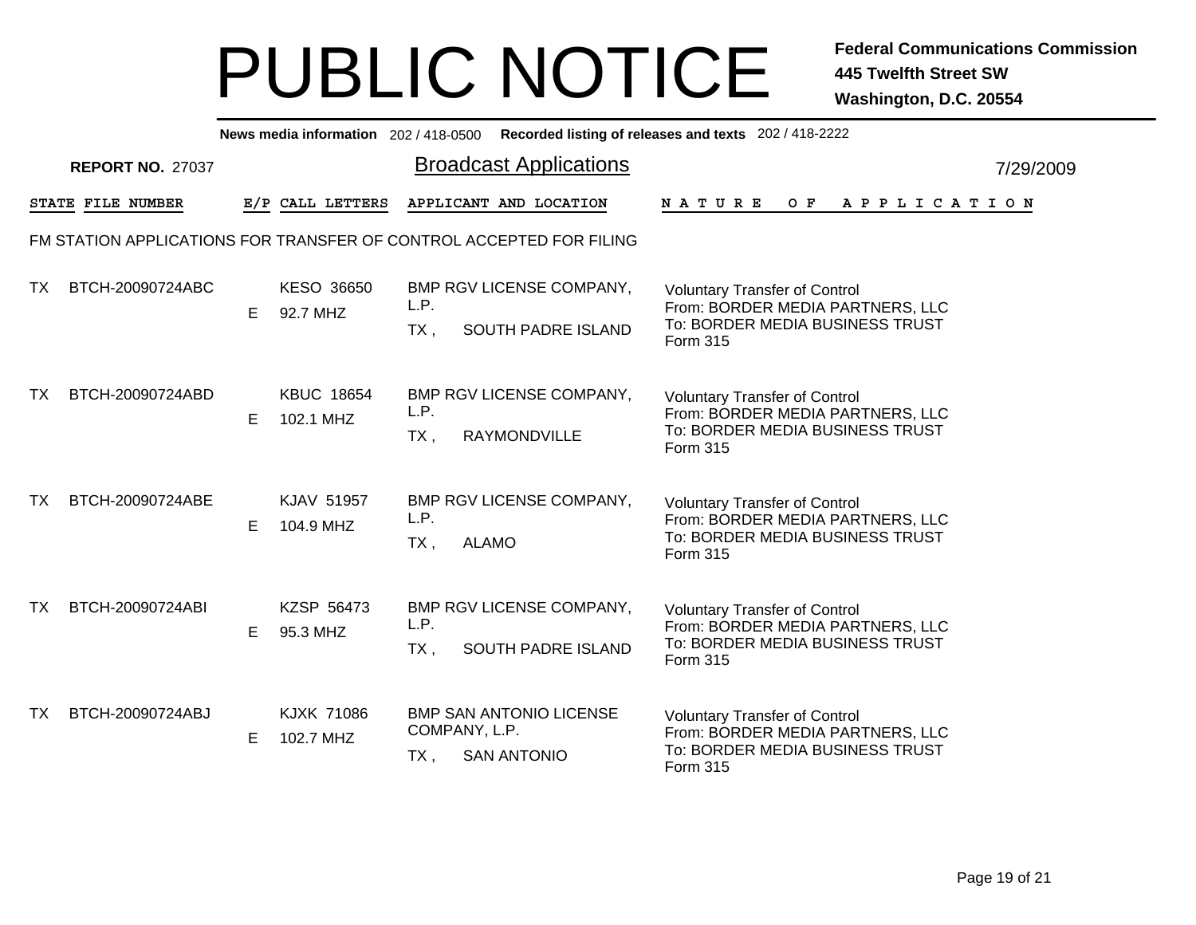# PUBLIC NOTICE

**Federal Communications Commission**
**445 Twelfth Street SW**
**Washington, D.C. 20554**

**News media information** 202 / 418-0500 **Recorded listing of releases and texts** 202 / 418-2222

**REPORT NO.** 27037

## Broadcast Applications

7/29/2009

FM STATION APPLICATIONS FOR TRANSFER OF CONTROL ACCEPTED FOR FILING

| STATE | FILE NUMBER | E/P | CALL LETTERS | APPLICANT AND LOCATION | NATURE OF APPLICATION |
|---|---|---|---|---|---|
| TX | BTCH-20090724ABC | E | KESO 36650<br>92.7 MHZ | BMP RGV LICENSE COMPANY, L.P.<br>TX , SOUTH PADRE ISLAND | Voluntary Transfer of Control<br>From: BORDER MEDIA PARTNERS, LLC<br>To: BORDER MEDIA BUSINESS TRUST<br>Form 315 |
| TX | BTCH-20090724ABD | E | KBUC 18654<br>102.1 MHZ | BMP RGV LICENSE COMPANY, L.P.<br>TX , RAYMONDVILLE | Voluntary Transfer of Control<br>From: BORDER MEDIA PARTNERS, LLC<br>To: BORDER MEDIA BUSINESS TRUST<br>Form 315 |
| TX | BTCH-20090724ABE | E | KJAV 51957<br>104.9 MHZ | BMP RGV LICENSE COMPANY, L.P.<br>TX , ALAMO | Voluntary Transfer of Control<br>From: BORDER MEDIA PARTNERS, LLC<br>To: BORDER MEDIA BUSINESS TRUST<br>Form 315 |
| TX | BTCH-20090724ABI | E | KZSP 56473<br>95.3 MHZ | BMP RGV LICENSE COMPANY, L.P.<br>TX , SOUTH PADRE ISLAND | Voluntary Transfer of Control<br>From: BORDER MEDIA PARTNERS, LLC<br>To: BORDER MEDIA BUSINESS TRUST<br>Form 315 |
| TX | BTCH-20090724ABJ | E | KJXK 71086<br>102.7 MHZ | BMP SAN ANTONIO LICENSE COMPANY, L.P.<br>TX , SAN ANTONIO | Voluntary Transfer of Control<br>From: BORDER MEDIA PARTNERS, LLC<br>To: BORDER MEDIA BUSINESS TRUST<br>Form 315 |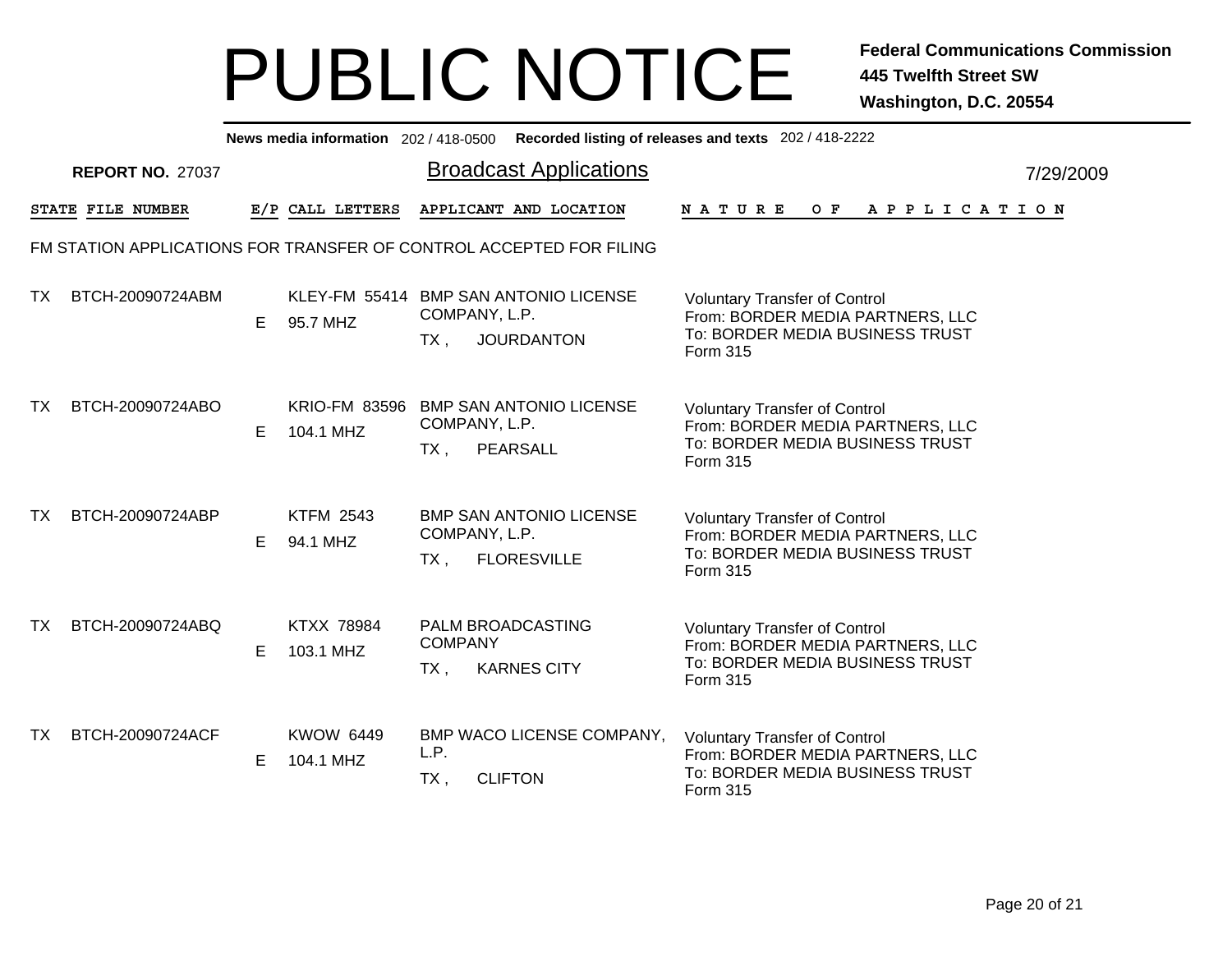# PUBLIC NOTICE

**Federal Communications Commission**
**445 Twelfth Street SW**
**Washington, D.C. 20554**

**News media information** 202 / 418-0500 **Recorded listing of releases and texts** 202 / 418-2222

**REPORT NO.** 27037

## Broadcast Applications

7/29/2009

FM STATION APPLICATIONS FOR TRANSFER OF CONTROL ACCEPTED FOR FILING

| STATE | FILE NUMBER | E/P | CALL LETTERS | APPLICANT AND LOCATION | NATURE OF APPLICATION |
|---|---|---|---|---|---|
| TX | BTCH-20090724ABM | E | KLEY-FM 55414<br>95.7 MHZ | BMP SAN ANTONIO LICENSE COMPANY, L.P.<br>TX , JOURDANTON | Voluntary Transfer of Control<br>From: BORDER MEDIA PARTNERS, LLC<br>To: BORDER MEDIA BUSINESS TRUST<br>Form 315 |
| TX | BTCH-20090724ABO | E | KRIO-FM 83596<br>104.1 MHZ | BMP SAN ANTONIO LICENSE COMPANY, L.P.<br>TX , PEARSALL | Voluntary Transfer of Control<br>From: BORDER MEDIA PARTNERS, LLC<br>To: BORDER MEDIA BUSINESS TRUST<br>Form 315 |
| TX | BTCH-20090724ABP | E | KTFM 2543<br>94.1 MHZ | BMP SAN ANTONIO LICENSE COMPANY, L.P.<br>TX , FLORESVILLE | Voluntary Transfer of Control<br>From: BORDER MEDIA PARTNERS, LLC<br>To: BORDER MEDIA BUSINESS TRUST<br>Form 315 |
| TX | BTCH-20090724ABQ | E | KTXX 78984<br>103.1 MHZ | PALM BROADCASTING COMPANY<br>TX , KARNES CITY | Voluntary Transfer of Control<br>From: BORDER MEDIA PARTNERS, LLC<br>To: BORDER MEDIA BUSINESS TRUST<br>Form 315 |
| TX | BTCH-20090724ACF | E | KWOW 6449<br>104.1 MHZ | BMP WACO LICENSE COMPANY, L.P.<br>TX , CLIFTON | Voluntary Transfer of Control<br>From: BORDER MEDIA PARTNERS, LLC<br>To: BORDER MEDIA BUSINESS TRUST<br>Form 315 |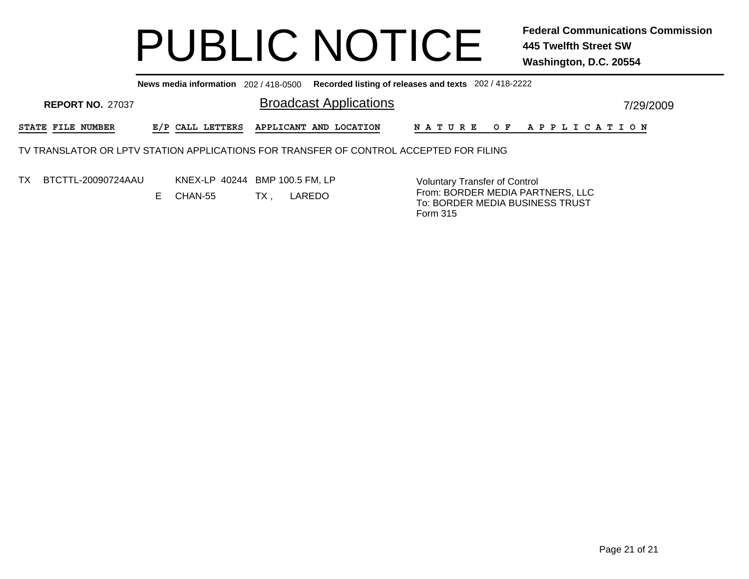# PUBLIC NOTICE

**Federal Communications Commission**
**445 Twelfth Street SW**
**Washington, D.C. 20554**

**News media information** 202 / 418-0500 **Recorded listing of releases and texts** 202 / 418-2222

**REPORT NO.** 27037

## Broadcast Applications

7/29/2009

| STATE | FILE NUMBER | E/P | CALL LETTERS | APPLICANT AND LOCATION | NATURE OF APPLICATION |
|---|---|---|---|---|---|

TV TRANSLATOR OR LPTV STATION APPLICATIONS FOR TRANSFER OF CONTROL ACCEPTED FOR FILING

| STATE | FILE NUMBER | E/P | CALL LETTERS | APPLICANT AND LOCATION | NATURE OF APPLICATION |
|---|---|---|---|---|---|
| TX | BTCTTL-20090724AAU | E | KNEX-LP 40244 CHAN-55 | BMP 100.5 FM, LP TX , LAREDO | Voluntary Transfer of Control From: BORDER MEDIA PARTNERS, LLC To: BORDER MEDIA BUSINESS TRUST Form 315 |